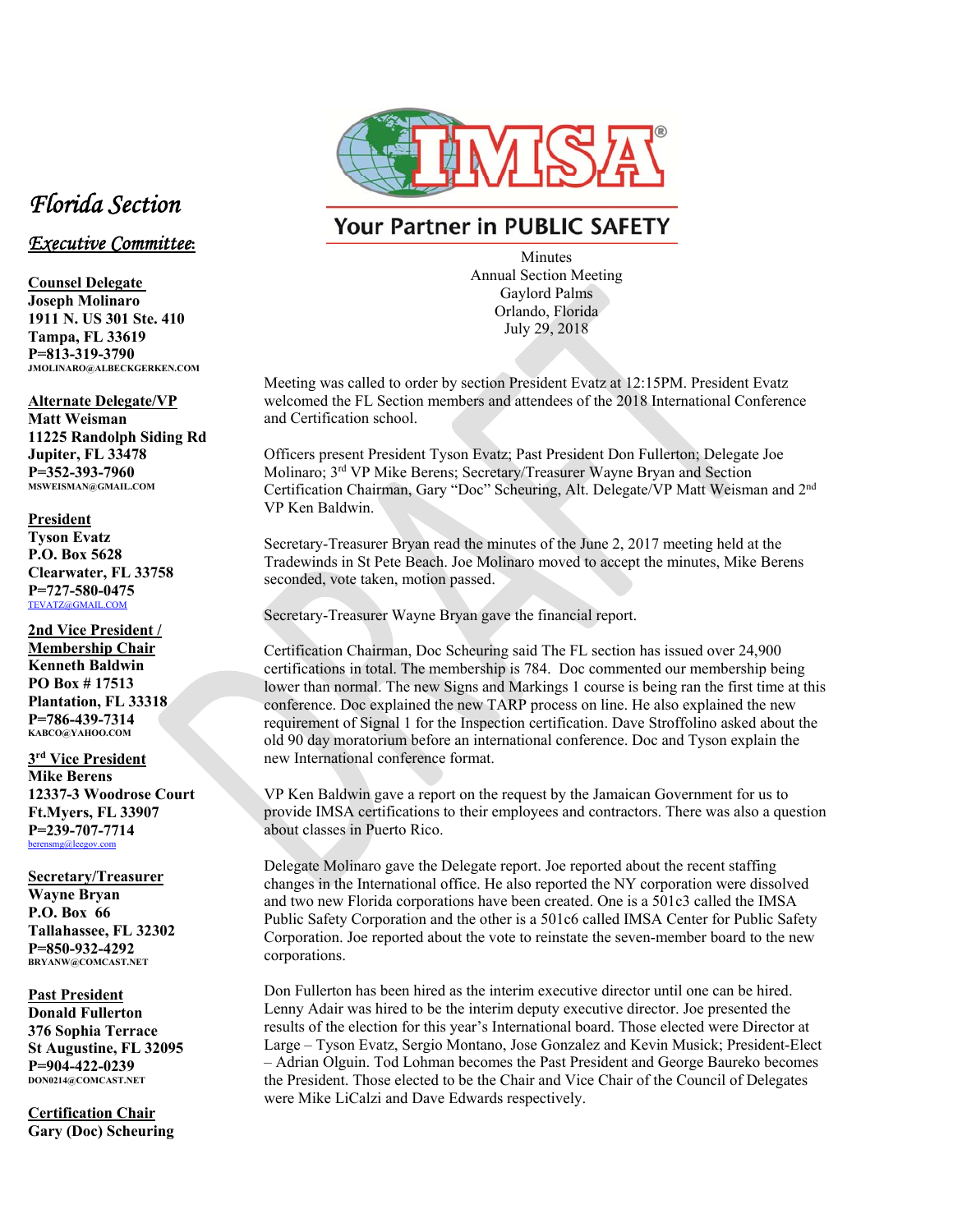# Florida Section

## *Executive Committee:*

**Counsel Delegate**
**Joseph Molinaro**
**1911 N. US 301 Ste. 410**
**Tampa, FL 33619**
**P=813-319-3790**
**JMOLINARO@ALBECKGERKEN.COM**

**Alternate Delegate/VP**
**Matt Weisman**
**11225 Randolph Siding Rd**
**Jupiter, FL 33478**
**P=352-393-7960**
**MSWEISMAN@GMAIL.COM**

**President**
**Tyson Evatz**
**P.O. Box 5628**
**Clearwater, FL 33758**
**P=727-580-0475**
TEVATZ@GMAIL.COM

**2nd Vice President / Membership Chair**
**Kenneth Baldwin**
**PO Box # 17513**
**Plantation, FL 33318**
**P=786-439-7314**
**KABCO@YAHOO.COM**

**3rd Vice President**
**Mike Berens**
**12337-3 Woodrose Court**
**Ft.Myers, FL 33907**
**P=239-707-7714**
berensmg@leegov.com

**Secretary/Treasurer**
**Wayne Bryan**
**P.O. Box 66**
**Tallahassee, FL 32302**
**P=850-932-4292**
**BRYANW@COMCAST.NET**

**Past President**
**Donald Fullerton**
**376 Sophia Terrace**
**St Augustine, FL 32095**
**P=904-422-0239**
**DON0214@COMCAST.NET**

**Certification Chair**
**Gary (Doc) Scheuring**

---

IMSA®

Your Partner in PUBLIC SAFETY

Minutes
Annual Section Meeting
Gaylord Palms
Orlando, Florida
July 29, 2018

Meeting was called to order by section President Evatz at 12:15PM. President Evatz welcomed the FL Section members and attendees of the 2018 International Conference and Certification school.

Officers present President Tyson Evatz; Past President Don Fullerton; Delegate Joe Molinaro; 3rd VP Mike Berens; Secretary/Treasurer Wayne Bryan and Section Certification Chairman, Gary "Doc" Scheuring, Alt. Delegate/VP Matt Weisman and 2nd VP Ken Baldwin.

Secretary-Treasurer Bryan read the minutes of the June 2, 2017 meeting held at the Tradewinds in St Pete Beach. Joe Molinaro moved to accept the minutes, Mike Berens seconded, vote taken, motion passed.

Secretary-Treasurer Wayne Bryan gave the financial report.

Certification Chairman, Doc Scheuring said The FL section has issued over 24,900 certifications in total. The membership is 784. Doc commented our membership being lower than normal. The new Signs and Markings 1 course is being ran the first time at this conference. Doc explained the new TARP process on line. He also explained the new requirement of Signal 1 for the Inspection certification. Dave Stroffolino asked about the old 90 day moratorium before an international conference. Doc and Tyson explain the new International conference format.

VP Ken Baldwin gave a report on the request by the Jamaican Government for us to provide IMSA certifications to their employees and contractors. There was also a question about classes in Puerto Rico.

Delegate Molinaro gave the Delegate report. Joe reported about the recent staffing changes in the International office. He also reported the NY corporation were dissolved and two new Florida corporations have been created. One is a 501c3 called the IMSA Public Safety Corporation and the other is a 501c6 called IMSA Center for Public Safety Corporation. Joe reported about the vote to reinstate the seven-member board to the new corporations.

Don Fullerton has been hired as the interim executive director until one can be hired. Lenny Adair was hired to be the interim deputy executive director. Joe presented the results of the election for this year's International board. Those elected were Director at Large – Tyson Evatz, Sergio Montano, Jose Gonzalez and Kevin Musick; President-Elect – Adrian Olguin. Tod Lohman becomes the Past President and George Baureko becomes the President. Those elected to be the Chair and Vice Chair of the Council of Delegates were Mike LiCalzi and Dave Edwards respectively.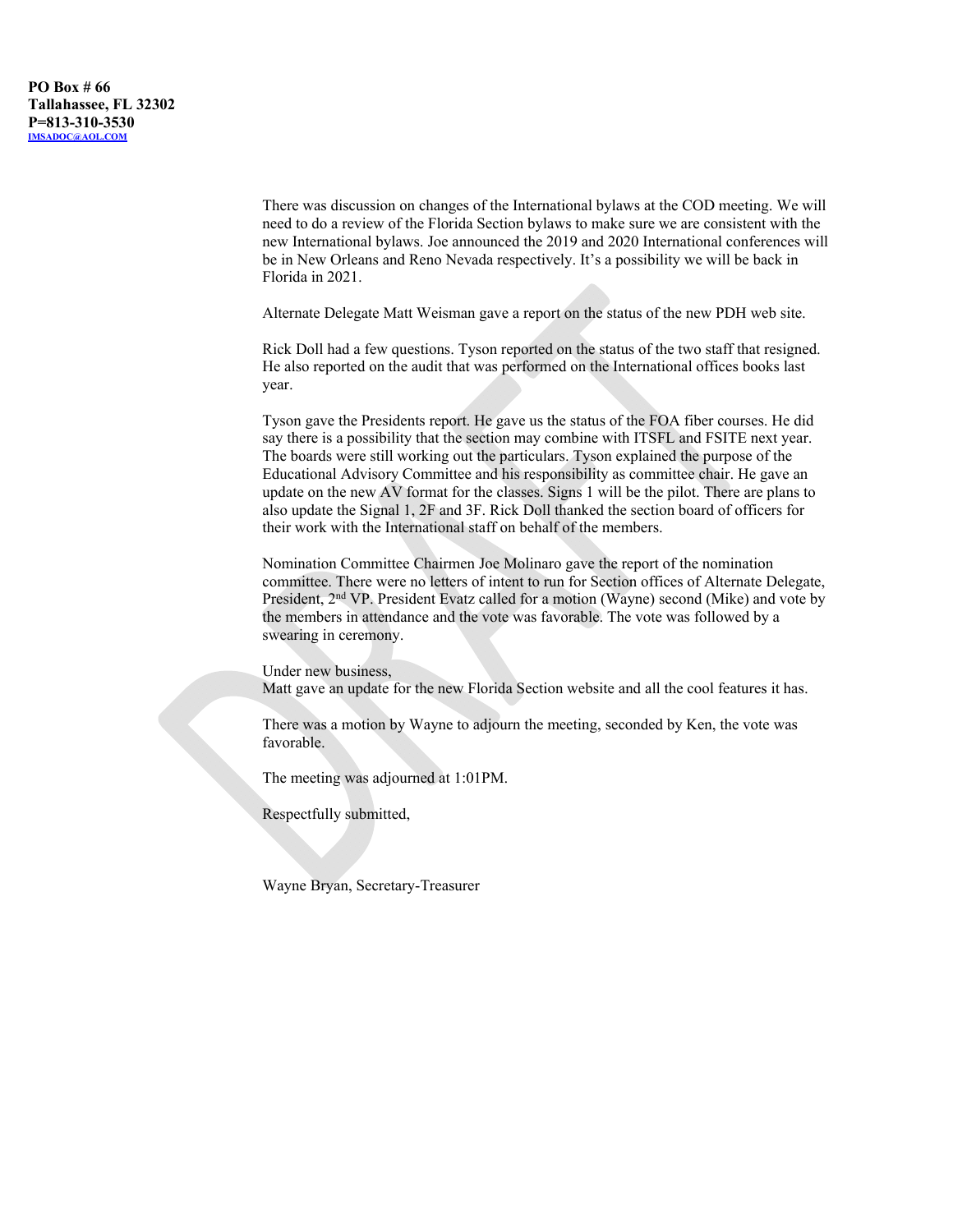**PO Box # 66**
**Tallahassee, FL 32302**
**P=813-310-3530**
**IMSADOC@AOL.COM**

There was discussion on changes of the International bylaws at the COD meeting. We will need to do a review of the Florida Section bylaws to make sure we are consistent with the new International bylaws. Joe announced the 2019 and 2020 International conferences will be in New Orleans and Reno Nevada respectively. It's a possibility we will be back in Florida in 2021.

Alternate Delegate Matt Weisman gave a report on the status of the new PDH web site.

Rick Doll had a few questions. Tyson reported on the status of the two staff that resigned. He also reported on the audit that was performed on the International offices books last year.

Tyson gave the Presidents report. He gave us the status of the FOA fiber courses. He did say there is a possibility that the section may combine with ITSFL and FSITE next year. The boards were still working out the particulars. Tyson explained the purpose of the Educational Advisory Committee and his responsibility as committee chair. He gave an update on the new AV format for the classes. Signs 1 will be the pilot. There are plans to also update the Signal 1, 2F and 3F. Rick Doll thanked the section board of officers for their work with the International staff on behalf of the members.

Nomination Committee Chairmen Joe Molinaro gave the report of the nomination committee. There were no letters of intent to run for Section offices of Alternate Delegate, President, 2nd VP. President Evatz called for a motion (Wayne) second (Mike) and vote by the members in attendance and the vote was favorable. The vote was followed by a swearing in ceremony.

Under new business,
Matt gave an update for the new Florida Section website and all the cool features it has.

There was a motion by Wayne to adjourn the meeting, seconded by Ken, the vote was favorable.

The meeting was adjourned at 1:01PM.

Respectfully submitted,

Wayne Bryan, Secretary-Treasurer